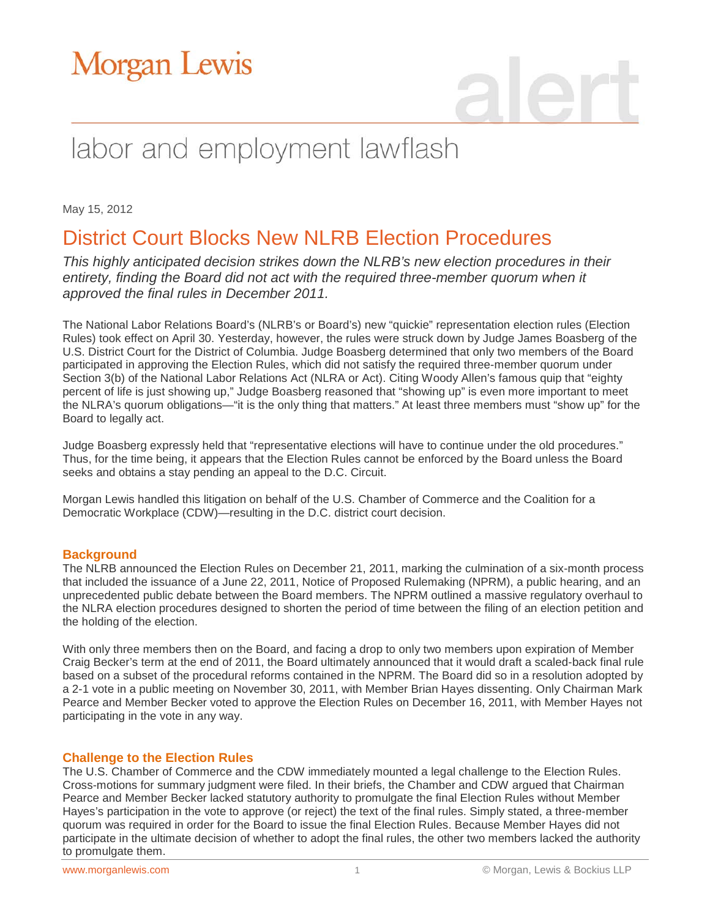# Morgan Lewis

alert

## labor and employment lawflash

May 15, 2012

# District Court Blocks New NLRB Election Procedures

*This highly anticipated decision strikes down the NLRB's new election procedures in their entirety, finding the Board did not act with the required three-member quorum when it approved the final rules in December 2011.*

The National Labor Relations Board's (NLRB's or Board's) new "quickie" representation election rules (Election Rules) took effect on April 30. Yesterday, however, the rules were struck down by Judge James Boasberg of the U.S. District Court for the District of Columbia. Judge Boasberg determined that only two members of the Board participated in approving the Election Rules, which did not satisfy the required three-member quorum under Section 3(b) of the National Labor Relations Act (NLRA or Act). Citing Woody Allen's famous quip that "eighty percent of life is just showing up," Judge Boasberg reasoned that "showing up" is even more important to meet the NLRA's quorum obligations—"it is the only thing that matters." At least three members must "show up" for the Board to legally act.

Judge Boasberg expressly held that "representative elections will have to continue under the old procedures." Thus, for the time being, it appears that the Election Rules cannot be enforced by the Board unless the Board seeks and obtains a stay pending an appeal to the D.C. Circuit.

Morgan Lewis handled this litigation on behalf of the U.S. Chamber of Commerce and the Coalition for a Democratic Workplace (CDW)—resulting in the D.C. district court decision.

## Background

The NLRB announced the Election Rules on December 21, 2011, marking the culmination of a six-month process that included the issuance of a June 22, 2011, Notice of Proposed Rulemaking (NPRM), a public hearing, and an unprecedented public debate between the Board members. The NPRM outlined a massive regulatory overhaul to the NLRA election procedures designed to shorten the period of time between the filing of an election petition and the holding of the election.

With only three members then on the Board, and facing a drop to only two members upon expiration of Member Craig Becker's term at the end of 2011, the Board ultimately announced that it would draft a scaled-back final rule based on a subset of the procedural reforms contained in the NPRM. The Board did so in a resolution adopted by a 2-1 vote in a public meeting on November 30, 2011, with Member Brian Hayes dissenting. Only Chairman Mark Pearce and Member Becker voted to approve the Election Rules on December 16, 2011, with Member Hayes not participating in the vote in any way.

## Challenge to the Election Rules

The U.S. Chamber of Commerce and the CDW immediately mounted a legal challenge to the Election Rules. Cross-motions for summary judgment were filed. In their briefs, the Chamber and CDW argued that Chairman Pearce and Member Becker lacked statutory authority to promulgate the final Election Rules without Member Hayes's participation in the vote to approve (or reject) the text of the final rules. Simply stated, a three-member quorum was required in order for the Board to issue the final Election Rules. Because Member Hayes did not participate in the ultimate decision of whether to adopt the final rules, the other two members lacked the authority to promulgate them.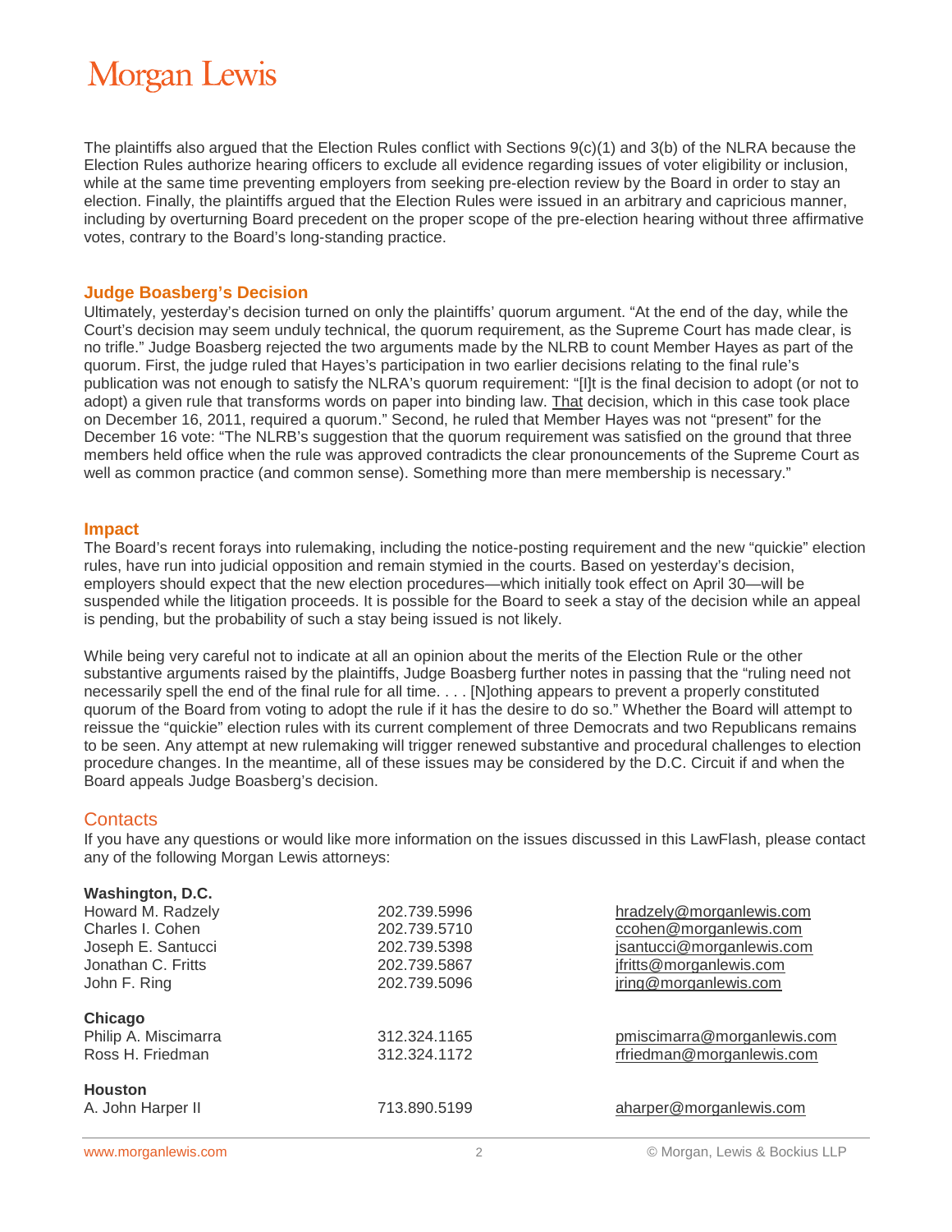The plaintiffs also argued that the Election Rules conflict with Sections 9(c)(1) and 3(b) of the NLRA because the Election Rules authorize hearing officers to exclude all evidence regarding issues of voter eligibility or inclusion, while at the same time preventing employers from seeking pre-election review by the Board in order to stay an election. Finally, the plaintiffs argued that the Election Rules were issued in an arbitrary and capricious manner, including by overturning Board precedent on the proper scope of the pre-election hearing without three affirmative votes, contrary to the Board's long-standing practice.

## Judge Boasberg's Decision

Ultimately, yesterday's decision turned on only the plaintiffs' quorum argument. "At the end of the day, while the Court's decision may seem unduly technical, the quorum requirement, as the Supreme Court has made clear, is no trifle." Judge Boasberg rejected the two arguments made by the NLRB to count Member Hayes as part of the quorum. First, the judge ruled that Hayes's participation in two earlier decisions relating to the final rule's publication was not enough to satisfy the NLRA's quorum requirement: "[I]t is the final decision to adopt (or not to adopt) a given rule that transforms words on paper into binding law. That decision, which in this case took place on December 16, 2011, required a quorum." Second, he ruled that Member Hayes was not "present" for the December 16 vote: "The NLRB's suggestion that the quorum requirement was satisfied on the ground that three members held office when the rule was approved contradicts the clear pronouncements of the Supreme Court as well as common practice (and common sense). Something more than mere membership is necessary."

## Impact

The Board's recent forays into rulemaking, including the notice-posting requirement and the new "quickie" election rules, have run into judicial opposition and remain stymied in the courts. Based on yesterday's decision, employers should expect that the new election procedures—which initially took effect on April 30—will be suspended while the litigation proceeds. It is possible for the Board to seek a stay of the decision while an appeal is pending, but the probability of such a stay being issued is not likely.

While being very careful not to indicate at all an opinion about the merits of the Election Rule or the other substantive arguments raised by the plaintiffs, Judge Boasberg further notes in passing that the "ruling need not necessarily spell the end of the final rule for all time. . . . [N]othing appears to prevent a properly constituted quorum of the Board from voting to adopt the rule if it has the desire to do so." Whether the Board will attempt to reissue the "quickie" election rules with its current complement of three Democrats and two Republicans remains to be seen. Any attempt at new rulemaking will trigger renewed substantive and procedural challenges to election procedure changes. In the meantime, all of these issues may be considered by the D.C. Circuit if and when the Board appeals Judge Boasberg's decision.

## Contacts

If you have any questions or would like more information on the issues discussed in this LawFlash, please contact any of the following Morgan Lewis attorneys:

| | | |
|---|---|---|
| **Washington, D.C.** | | |
| Howard M. Radzely | 202.739.5996 | hradzely@morganlewis.com |
| Charles I. Cohen | 202.739.5710 | ccohen@morganlewis.com |
| Joseph E. Santucci | 202.739.5398 | jsantucci@morganlewis.com |
| Jonathan C. Fritts | 202.739.5867 | jfritts@morganlewis.com |
| John F. Ring | 202.739.5096 | jring@morganlewis.com |
| **Chicago** | | |
| Philip A. Miscimarra | 312.324.1165 | pmiscimarra@morganlewis.com |
| Ross H. Friedman | 312.324.1172 | rfriedman@morganlewis.com |
| **Houston** | | |
| A. John Harper II | 713.890.5199 | aharper@morganlewis.com |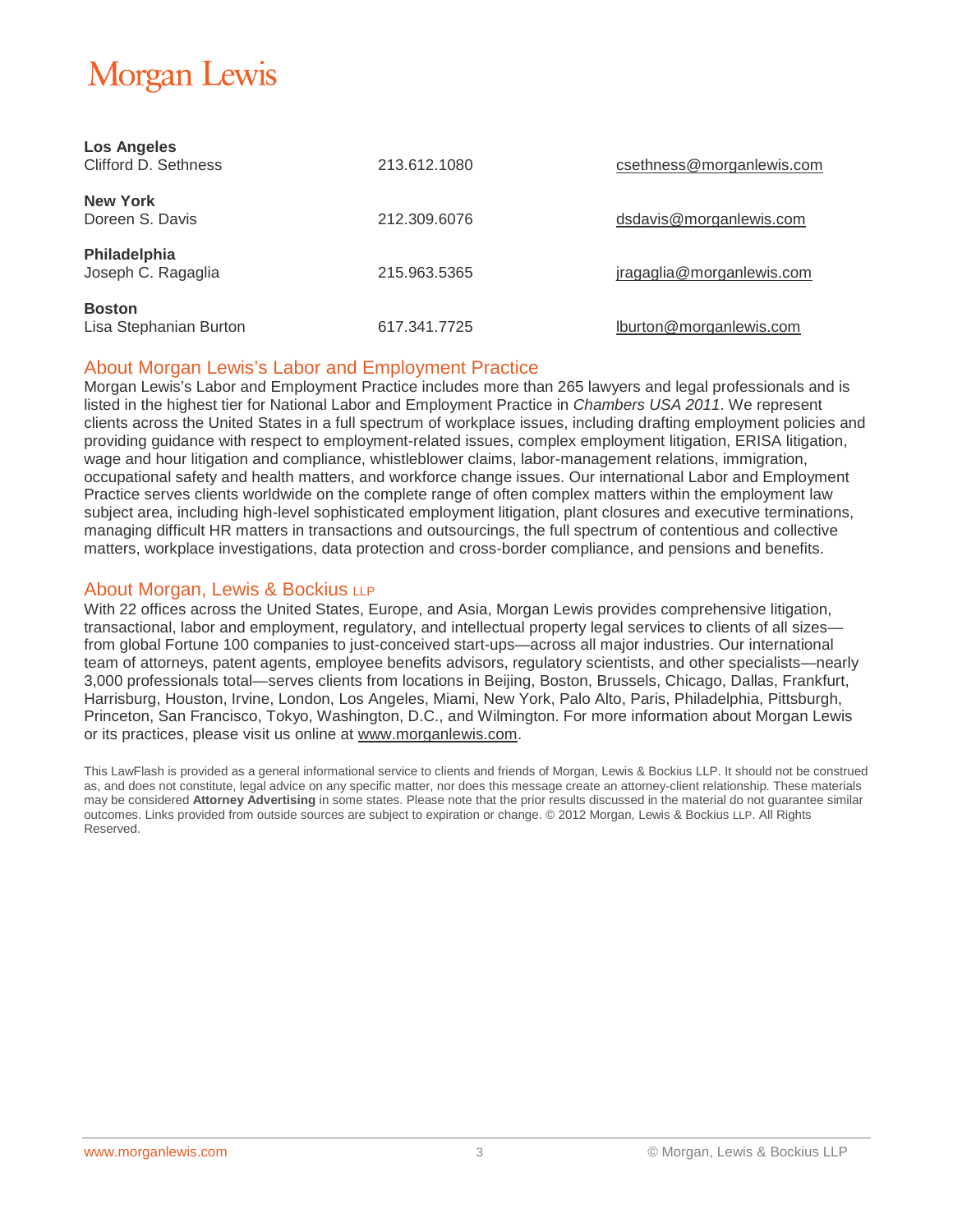Morgan Lewis

| | | |
|---|---|---|
| **Los Angeles** | | |
| Clifford D. Sethness | 213.612.1080 | csethness@morganlewis.com |
| **New York** | | |
| Doreen S. Davis | 212.309.6076 | dsdavis@morganlewis.com |
| **Philadelphia** | | |
| Joseph C. Ragaglia | 215.963.5365 | jragaglia@morganlewis.com |
| **Boston** | | |
| Lisa Stephanian Burton | 617.341.7725 | lburton@morganlewis.com |

## About Morgan Lewis's Labor and Employment Practice

Morgan Lewis's Labor and Employment Practice includes more than 265 lawyers and legal professionals and is listed in the highest tier for National Labor and Employment Practice in *Chambers USA 2011*. We represent clients across the United States in a full spectrum of workplace issues, including drafting employment policies and providing guidance with respect to employment-related issues, complex employment litigation, ERISA litigation, wage and hour litigation and compliance, whistleblower claims, labor-management relations, immigration, occupational safety and health matters, and workforce change issues. Our international Labor and Employment Practice serves clients worldwide on the complete range of often complex matters within the employment law subject area, including high-level sophisticated employment litigation, plant closures and executive terminations, managing difficult HR matters in transactions and outsourcings, the full spectrum of contentious and collective matters, workplace investigations, data protection and cross-border compliance, and pensions and benefits.

## About Morgan, Lewis & Bockius LLP

With 22 offices across the United States, Europe, and Asia, Morgan Lewis provides comprehensive litigation, transactional, labor and employment, regulatory, and intellectual property legal services to clients of all sizes—from global Fortune 100 companies to just-conceived start-ups—across all major industries. Our international team of attorneys, patent agents, employee benefits advisors, regulatory scientists, and other specialists—nearly 3,000 professionals total—serves clients from locations in Beijing, Boston, Brussels, Chicago, Dallas, Frankfurt, Harrisburg, Houston, Irvine, London, Los Angeles, Miami, New York, Palo Alto, Paris, Philadelphia, Pittsburgh, Princeton, San Francisco, Tokyo, Washington, D.C., and Wilmington. For more information about Morgan Lewis or its practices, please visit us online at www.morganlewis.com.

This LawFlash is provided as a general informational service to clients and friends of Morgan, Lewis & Bockius LLP. It should not be construed as, and does not constitute, legal advice on any specific matter, nor does this message create an attorney-client relationship. These materials may be considered **Attorney Advertising** in some states. Please note that the prior results discussed in the material do not guarantee similar outcomes. Links provided from outside sources are subject to expiration or change. © 2012 Morgan, Lewis & Bockius LLP. All Rights Reserved.